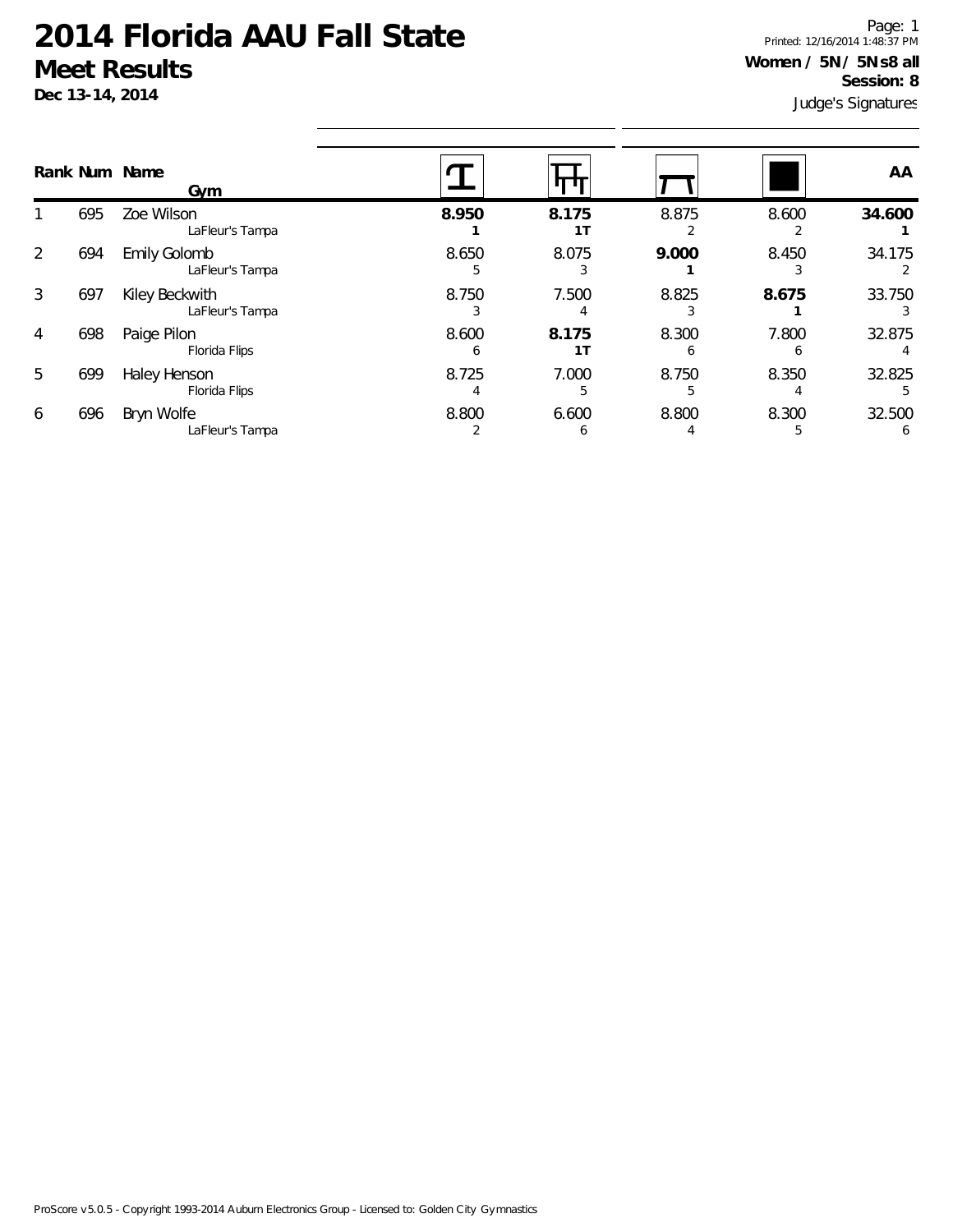# 2014 Florida AAU Fall State

## Meet Results

**Dec 13-14, 2014**

Printed: 12/16/2014 1:48:37 PM

**Women / 5N / 5N s8 all**

**Session: 8**

Judge's Signatures

| Rank | Num | Name / Gym | Vault | Bars | Beam | Floor | AA |
|---|---|---|---|---|---|---|---|
| 1 | 695 | Zoe Wilson<br>LaFleur's Tampa | **8.950**<br>**1** | **8.175**<br>**1T** | 8.875<br>2 | 8.600<br>2 | **34.600**<br>**1** |
| 2 | 694 | Emily Golomb<br>LaFleur's Tampa | 8.650<br>5 | 8.075<br>3 | **9.000**<br>**1** | 8.450<br>3 | 34.175<br>2 |
| 3 | 697 | Kiley Beckwith<br>LaFleur's Tampa | 8.750<br>3 | 7.500<br>4 | 8.825<br>3 | **8.675**<br>**1** | 33.750<br>3 |
| 4 | 698 | Paige Pilon<br>Florida Flips | 8.600<br>6 | **8.175**<br>**1T** | 8.300<br>6 | 7.800<br>6 | 32.875<br>4 |
| 5 | 699 | Haley Henson<br>Florida Flips | 8.725<br>4 | 7.000<br>5 | 8.750<br>5 | 8.350<br>4 | 32.825<br>5 |
| 6 | 696 | Bryn Wolfe<br>LaFleur's Tampa | 8.800<br>2 | 6.600<br>6 | 8.800<br>4 | 8.300<br>5 | 32.500<br>6 |

ProScore v5.0.5 - Copyright 1993-2014 Auburn Electronics Group - Licensed to: Golden City Gymnastics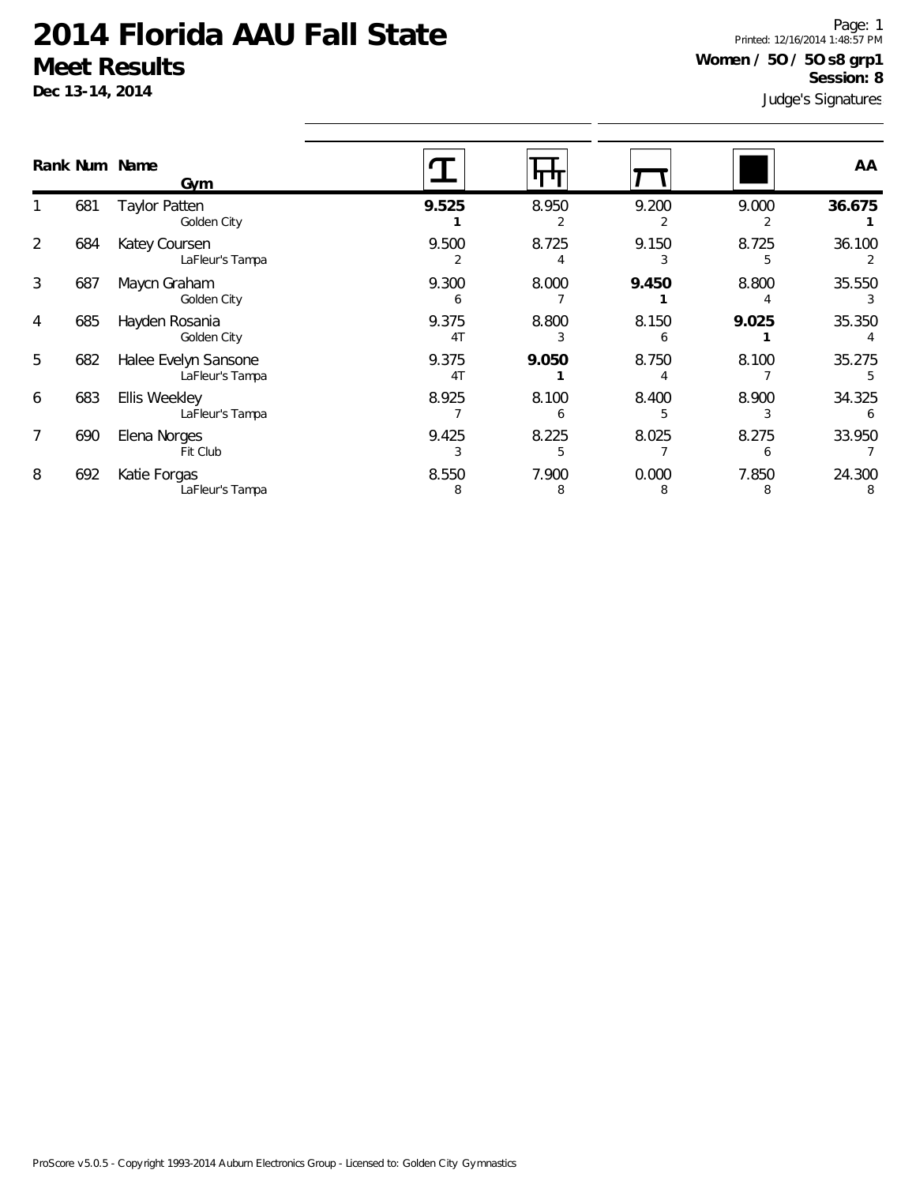# 2014 Florida AAU Fall State

## Meet Results

**Dec 13-14, 2014**

Printed: 12/16/2014 1:48:57 PM

**Women / 5O / 5O s8 grp1**

**Session: 8**

Judge's Signatures

| Rank | Num | Name / Gym | Vault | Bars | Beam | Floor | AA |
|---|---|---|---|---|---|---|---|
| 1 | 681 | Taylor Patten<br>Golden City | **9.525**<br>**1** | 8.950<br>2 | 9.200<br>2 | 9.000<br>2 | **36.675**<br>**1** |
| 2 | 684 | Katey Coursen<br>LaFleur's Tampa | 9.500<br>2 | 8.725<br>4 | 9.150<br>3 | 8.725<br>5 | 36.100<br>2 |
| 3 | 687 | Maycn Graham<br>Golden City | 9.300<br>6 | 8.000<br>7 | **9.450**<br>**1** | 8.800<br>4 | 35.550<br>3 |
| 4 | 685 | Hayden Rosania<br>Golden City | 9.375<br>4T | 8.800<br>3 | 8.150<br>6 | **9.025**<br>**1** | 35.350<br>4 |
| 5 | 682 | Halee Evelyn Sansone<br>LaFleur's Tampa | 9.375<br>4T | **9.050**<br>**1** | 8.750<br>4 | 8.100<br>7 | 35.275<br>5 |
| 6 | 683 | Ellis Weekley<br>LaFleur's Tampa | 8.925<br>7 | 8.100<br>6 | 8.400<br>5 | 8.900<br>3 | 34.325<br>6 |
| 7 | 690 | Elena Norges<br>Fit Club | 9.425<br>3 | 8.225<br>5 | 8.025<br>7 | 8.275<br>6 | 33.950<br>7 |
| 8 | 692 | Katie Forgas<br>LaFleur's Tampa | 8.550<br>8 | 7.900<br>8 | 0.000<br>8 | 7.850<br>8 | 24.300<br>8 |

ProScore v5.0.5 - Copyright 1993-2014 Auburn Electronics Group - Licensed to: Golden City Gymnastics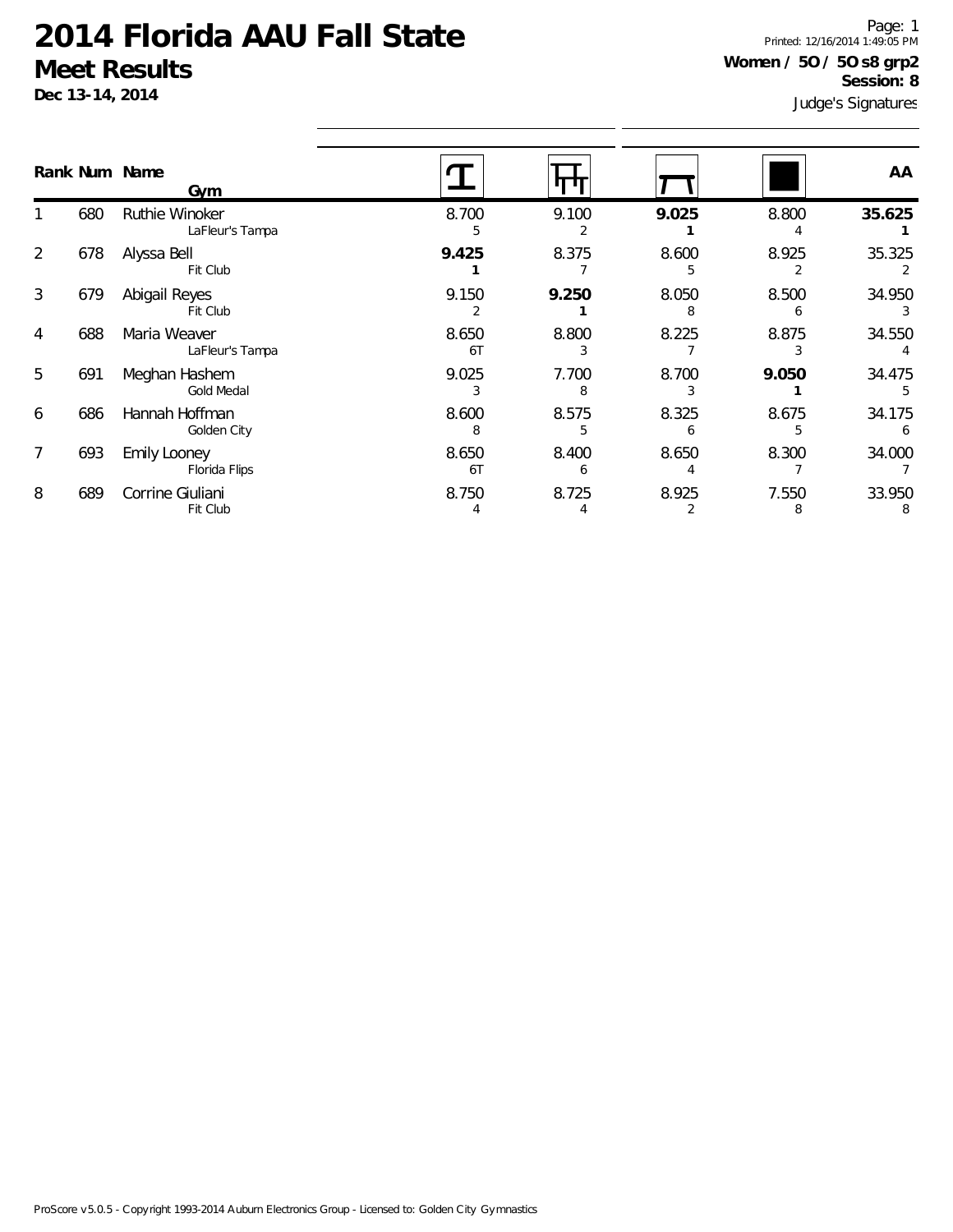# 2014 Florida AAU Fall State

## Meet Results

**Dec 13-14, 2014**

Printed: 12/16/2014 1:49:05 PM

**Women / 5O / 5O s8 grp2**

**Session: 8**

Judge's Signatures

| Rank | Num | Name / Gym | Vault | Bars | Beam | Floor | AA |
|---|---|---|---|---|---|---|---|
| 1 | 680 | Ruthie Winoker<br>LaFleur's Tampa | 8.700<br>5 | 9.100<br>2 | **9.025**<br>**1** | 8.800<br>4 | **35.625**<br>**1** |
| 2 | 678 | Alyssa Bell<br>Fit Club | **9.425**<br>**1** | 8.375<br>7 | 8.600<br>5 | 8.925<br>2 | 35.325<br>2 |
| 3 | 679 | Abigail Reyes<br>Fit Club | 9.150<br>2 | **9.250**<br>**1** | 8.050<br>8 | 8.500<br>6 | 34.950<br>3 |
| 4 | 688 | Maria Weaver<br>LaFleur's Tampa | 8.650<br>6T | 8.800<br>3 | 8.225<br>7 | 8.875<br>3 | 34.550<br>4 |
| 5 | 691 | Meghan Hashem<br>Gold Medal | 9.025<br>3 | 7.700<br>8 | 8.700<br>3 | **9.050**<br>**1** | 34.475<br>5 |
| 6 | 686 | Hannah Hoffman<br>Golden City | 8.600<br>8 | 8.575<br>5 | 8.325<br>6 | 8.675<br>5 | 34.175<br>6 |
| 7 | 693 | Emily Looney<br>Florida Flips | 8.650<br>6T | 8.400<br>6 | 8.650<br>4 | 8.300<br>7 | 34.000<br>7 |
| 8 | 689 | Corrine Giuliani<br>Fit Club | 8.750<br>4 | 8.725<br>4 | 8.925<br>2 | 7.550<br>8 | 33.950<br>8 |

ProScore v5.0.5 - Copyright 1993-2014 Auburn Electronics Group - Licensed to: Golden City Gymnastics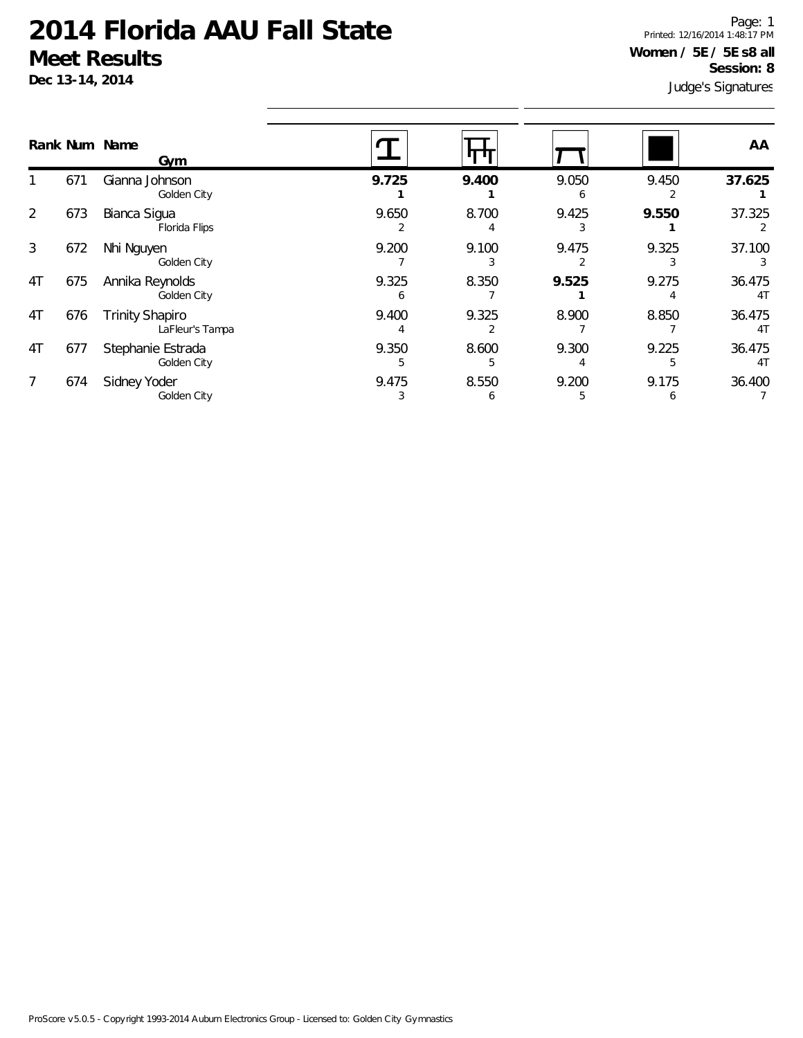# 2014 Florida AAU Fall State

## Meet Results

**Dec 13-14, 2014**

Printed: 12/16/2014 1:48:17 PM

**Women / 5E / 5E s8 all**

**Session: 8**

Judge's Signatures

| Rank | Num | Name / Gym | Vault | Bars | Beam | Floor | AA |
|---|---|---|---|---|---|---|---|
| 1 | 671 | Gianna Johnson<br>Golden City | **9.725**<br>**1** | **9.400**<br>**1** | 9.050<br>6 | 9.450<br>2 | **37.625**<br>**1** |
| 2 | 673 | Bianca Sigua<br>Florida Flips | 9.650<br>2 | 8.700<br>4 | 9.425<br>3 | **9.550**<br>**1** | 37.325<br>2 |
| 3 | 672 | Nhi Nguyen<br>Golden City | 9.200<br>7 | 9.100<br>3 | 9.475<br>2 | 9.325<br>3 | 37.100<br>3 |
| 4T | 675 | Annika Reynolds<br>Golden City | 9.325<br>6 | 8.350<br>7 | **9.525**<br>**1** | 9.275<br>4 | 36.475<br>4T |
| 4T | 676 | Trinity Shapiro<br>LaFleur's Tampa | 9.400<br>4 | 9.325<br>2 | 8.900<br>7 | 8.850<br>7 | 36.475<br>4T |
| 4T | 677 | Stephanie Estrada<br>Golden City | 9.350<br>5 | 8.600<br>5 | 9.300<br>4 | 9.225<br>5 | 36.475<br>4T |
| 7 | 674 | Sidney Yoder<br>Golden City | 9.475<br>3 | 8.550<br>6 | 9.200<br>5 | 9.175<br>6 | 36.400<br>7 |

ProScore v5.0.5 - Copyright 1993-2014 Auburn Electronics Group - Licensed to: Golden City Gymnastics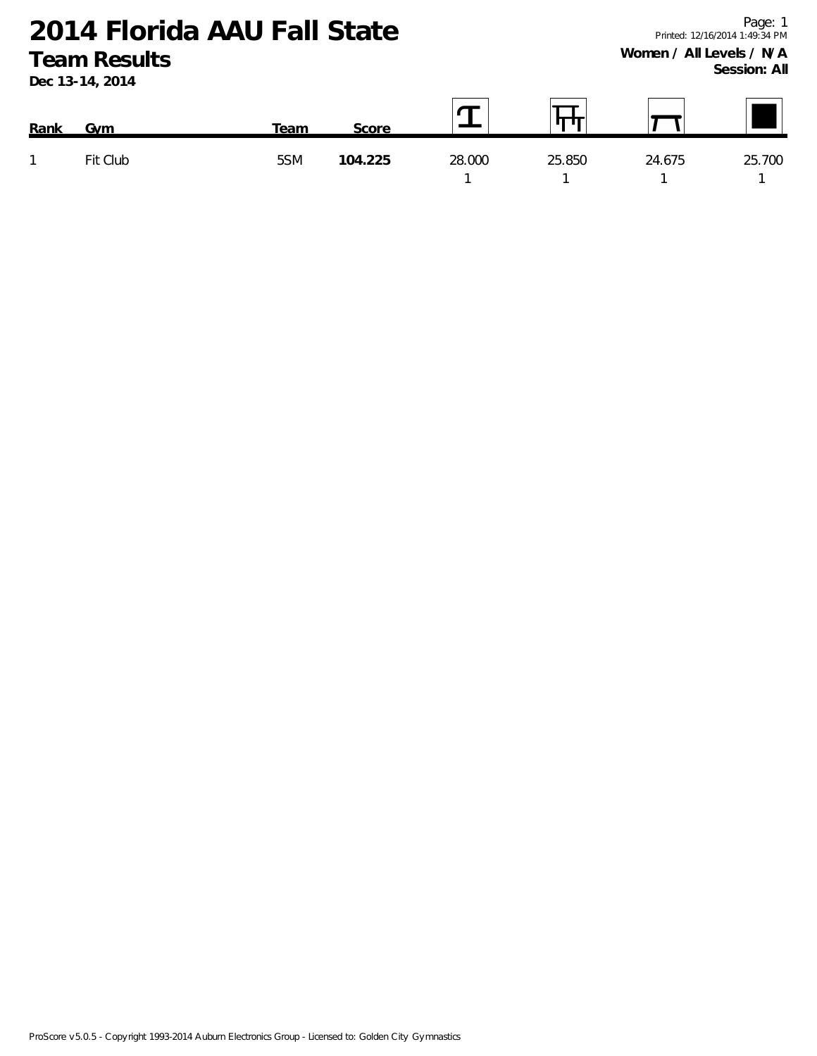# 2014 Florida AAU Fall State

## Team Results

**Dec 13-14, 2014**

**Women / All Levels / N/A**

**Session: All**

| Rank | Gym | Team | Score | Vault | Bars | Beam | Floor |
|---|---|---|---|---|---|---|---|
| 1 | Fit Club | 5SM | **104.225** | 28.000<br>1 | 25.850<br>1 | 24.675<br>1 | 25.700<br>1 |

ProScore v5.0.5 - Copyright 1993-2014 Auburn Electronics Group - Licensed to: Golden City Gymnastics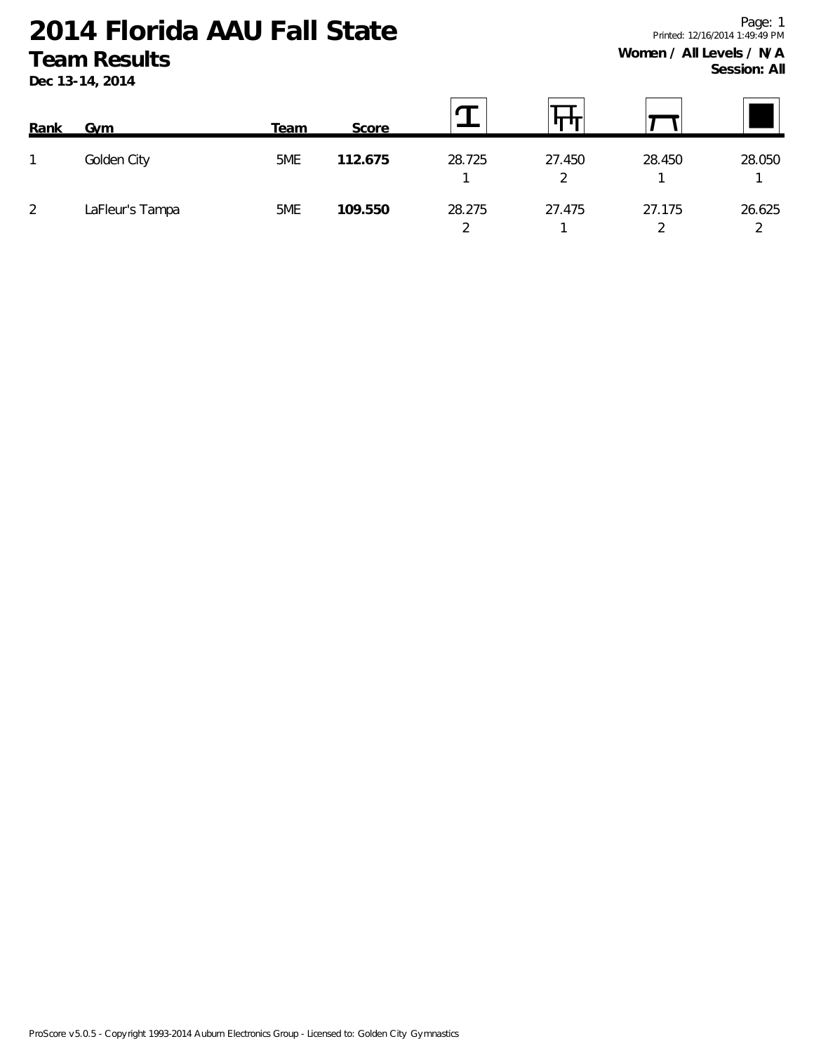# 2014 Florida AAU Fall State

## Team Results

**Dec 13-14, 2014**

Printed: 12/16/2014 1:49:49 PM

**Women / All Levels / N/A**

**Session: All**

| Rank | Gym | Team | Score | Vault | Bars | Beam | Floor |
|---|---|---|---|---|---|---|---|
| 1 | Golden City | 5ME | **112.675** | 28.725<br>1 | 27.450<br>2 | 28.450<br>1 | 28.050<br>1 |
| 2 | LaFleur's Tampa | 5ME | **109.550** | 28.275<br>2 | 27.475<br>1 | 27.175<br>2 | 26.625<br>2 |

ProScore v5.0.5 - Copyright 1993-2014 Auburn Electronics Group - Licensed to: Golden City Gymnastics